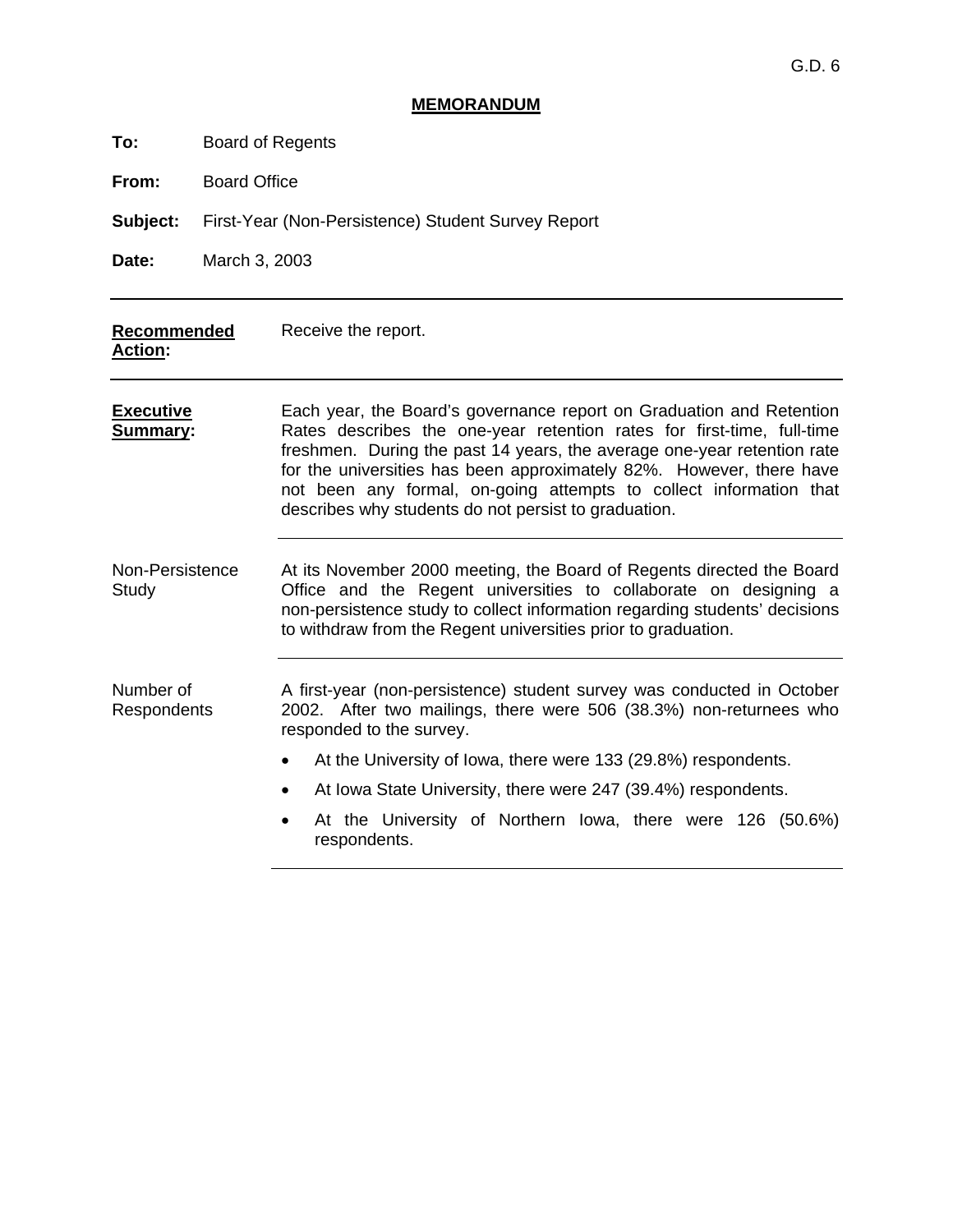G.D. 6

# MEMORANDUM

**To:** Board of Regents

**From:** Board Office

**Subject:** First-Year (Non-Persistence) Student Survey Report

**Date:** March 3, 2003

---

**Recommended Action:** Receive the report.

---

**Executive Summary:** Each year, the Board's governance report on Graduation and Retention Rates describes the one-year retention rates for first-time, full-time freshmen. During the past 14 years, the average one-year retention rate for the universities has been approximately 82%. However, there have not been any formal, on-going attempts to collect information that describes why students do not persist to graduation.

---

**Non-Persistence Study**

At its November 2000 meeting, the Board of Regents directed the Board Office and the Regent universities to collaborate on designing a non-persistence study to collect information regarding students' decisions to withdraw from the Regent universities prior to graduation.

---

**Number of Respondents**

A first-year (non-persistence) student survey was conducted in October 2002. After two mailings, there were 506 (38.3%) non-returnees who responded to the survey.

- At the University of Iowa, there were 133 (29.8%) respondents.
- At Iowa State University, there were 247 (39.4%) respondents.
- At the University of Northern Iowa, there were 126 (50.6%) respondents.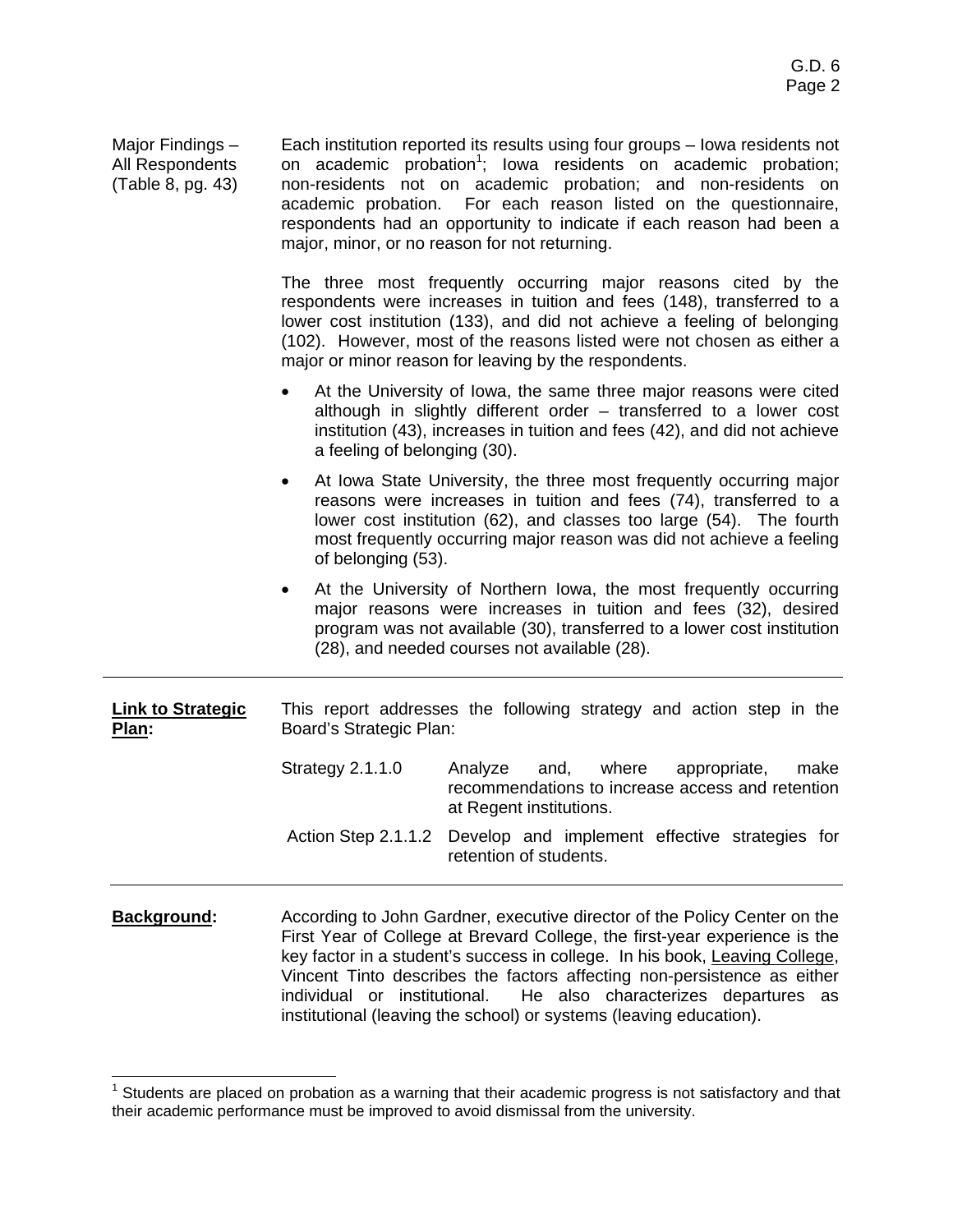Major Findings – All Respondents (Table 8, pg. 43)

Each institution reported its results using four groups – Iowa residents not on academic probation[1]; Iowa residents on academic probation; non-residents not on academic probation; and non-residents on academic probation. For each reason listed on the questionnaire, respondents had an opportunity to indicate if each reason had been a major, minor, or no reason for not returning.

The three most frequently occurring major reasons cited by the respondents were increases in tuition and fees (148), transferred to a lower cost institution (133), and did not achieve a feeling of belonging (102). However, most of the reasons listed were not chosen as either a major or minor reason for leaving by the respondents.

- At the University of Iowa, the same three major reasons were cited although in slightly different order – transferred to a lower cost institution (43), increases in tuition and fees (42), and did not achieve a feeling of belonging (30).
- At Iowa State University, the three most frequently occurring major reasons were increases in tuition and fees (74), transferred to a lower cost institution (62), and classes too large (54). The fourth most frequently occurring major reason was did not achieve a feeling of belonging (53).
- At the University of Northern Iowa, the most frequently occurring major reasons were increases in tuition and fees (32), desired program was not available (30), transferred to a lower cost institution (28), and needed courses not available (28).

---

**Link to Strategic Plan:**

This report addresses the following strategy and action step in the Board's Strategic Plan:

Strategy 2.1.1.0 — Analyze and, where appropriate, make recommendations to increase access and retention at Regent institutions.

Action Step 2.1.1.2 — Develop and implement effective strategies for retention of students.

---

**Background:**

According to John Gardner, executive director of the Policy Center on the First Year of College at Brevard College, the first-year experience is the key factor in a student's success in college. In his book, Leaving College, Vincent Tinto describes the factors affecting non-persistence as either individual or institutional. He also characterizes departures as institutional (leaving the school) or systems (leaving education).

[1] Students are placed on probation as a warning that their academic progress is not satisfactory and that their academic performance must be improved to avoid dismissal from the university.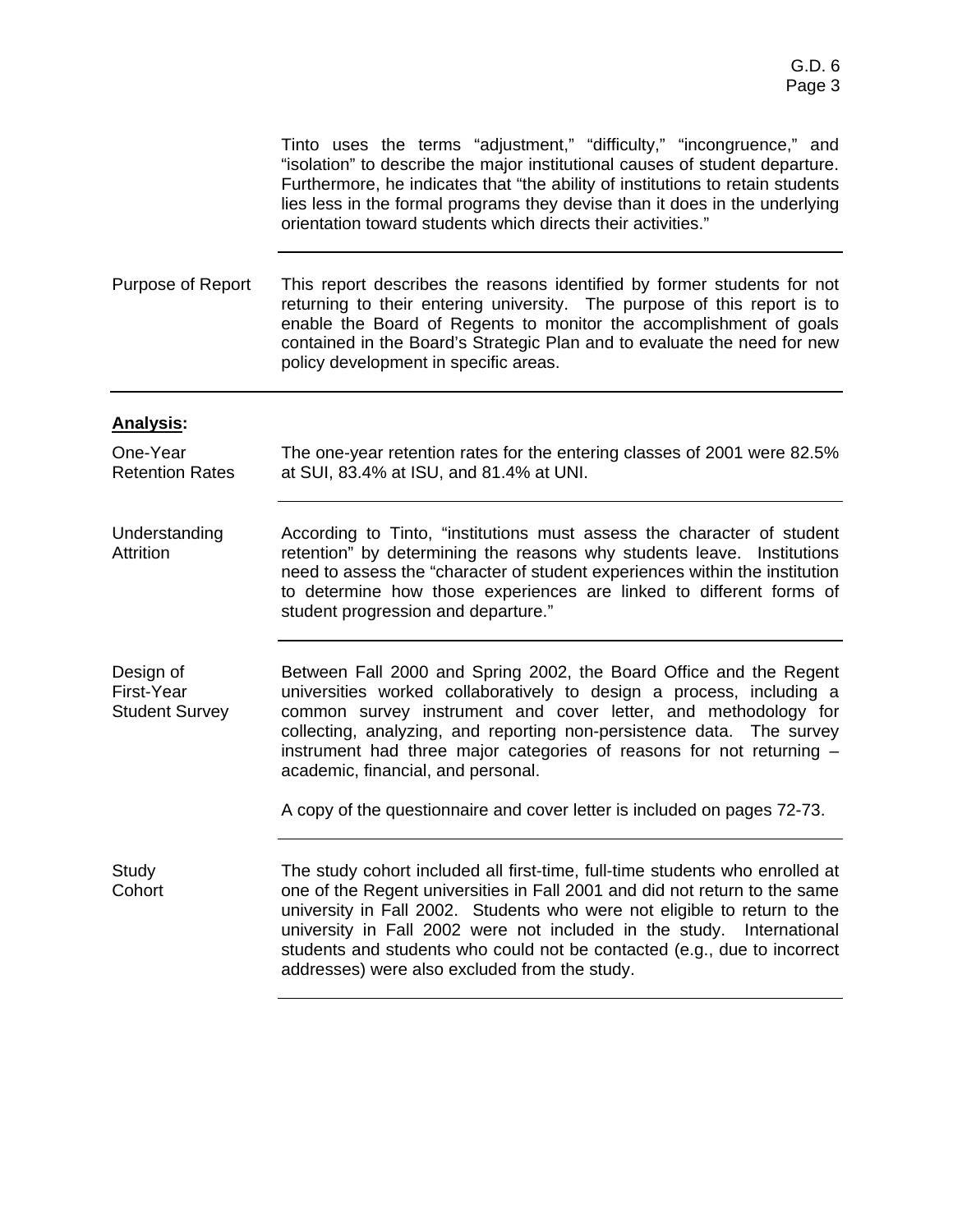Tinto uses the terms "adjustment," "difficulty," "incongruence," and "isolation" to describe the major institutional causes of student departure. Furthermore, he indicates that "the ability of institutions to retain students lies less in the formal programs they devise than it does in the underlying orientation toward students which directs their activities."

**Purpose of Report**

This report describes the reasons identified by former students for not returning to their entering university. The purpose of this report is to enable the Board of Regents to monitor the accomplishment of goals contained in the Board's Strategic Plan and to evaluate the need for new policy development in specific areas.

## **Analysis:**

**One-Year Retention Rates**

The one-year retention rates for the entering classes of 2001 were 82.5% at SUI, 83.4% at ISU, and 81.4% at UNI.

**Understanding Attrition**

According to Tinto, "institutions must assess the character of student retention" by determining the reasons why students leave. Institutions need to assess the "character of student experiences within the institution to determine how those experiences are linked to different forms of student progression and departure."

**Design of First-Year Student Survey**

Between Fall 2000 and Spring 2002, the Board Office and the Regent universities worked collaboratively to design a process, including a common survey instrument and cover letter, and methodology for collecting, analyzing, and reporting non-persistence data. The survey instrument had three major categories of reasons for not returning – academic, financial, and personal.

A copy of the questionnaire and cover letter is included on pages 72-73.

**Study Cohort**

The study cohort included all first-time, full-time students who enrolled at one of the Regent universities in Fall 2001 and did not return to the same university in Fall 2002. Students who were not eligible to return to the university in Fall 2002 were not included in the study. International students and students who could not be contacted (e.g., due to incorrect addresses) were also excluded from the study.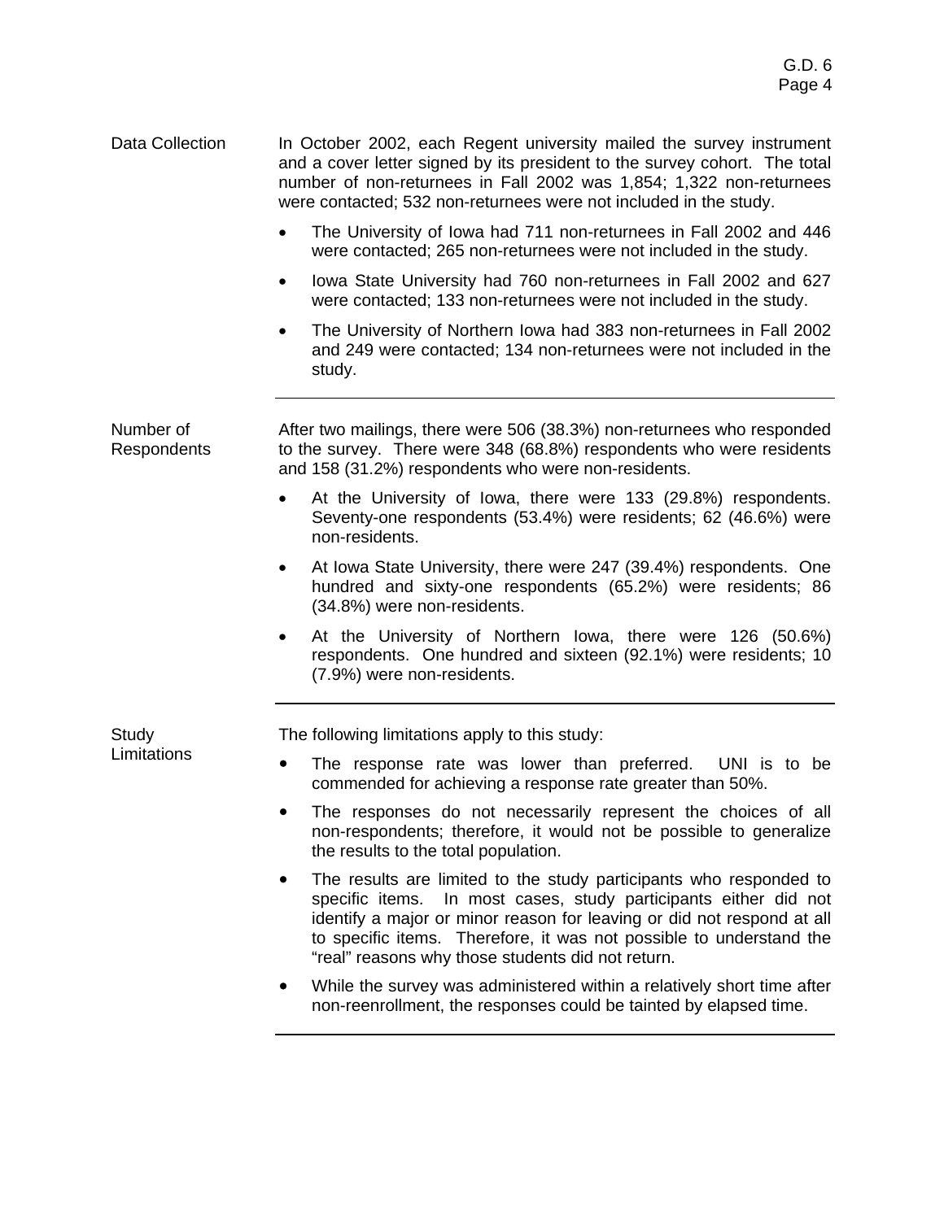## Data Collection

In October 2002, each Regent university mailed the survey instrument and a cover letter signed by its president to the survey cohort. The total number of non-returnees in Fall 2002 was 1,854; 1,322 non-returnees were contacted; 532 non-returnees were not included in the study.

- The University of Iowa had 711 non-returnees in Fall 2002 and 446 were contacted; 265 non-returnees were not included in the study.
- Iowa State University had 760 non-returnees in Fall 2002 and 627 were contacted; 133 non-returnees were not included in the study.
- The University of Northern Iowa had 383 non-returnees in Fall 2002 and 249 were contacted; 134 non-returnees were not included in the study.

## Number of Respondents

After two mailings, there were 506 (38.3%) non-returnees who responded to the survey. There were 348 (68.8%) respondents who were residents and 158 (31.2%) respondents who were non-residents.

- At the University of Iowa, there were 133 (29.8%) respondents. Seventy-one respondents (53.4%) were residents; 62 (46.6%) were non-residents.
- At Iowa State University, there were 247 (39.4%) respondents. One hundred and sixty-one respondents (65.2%) were residents; 86 (34.8%) were non-residents.
- At the University of Northern Iowa, there were 126 (50.6%) respondents. One hundred and sixteen (92.1%) were residents; 10 (7.9%) were non-residents.

## Study Limitations

The following limitations apply to this study:

- The response rate was lower than preferred. UNI is to be commended for achieving a response rate greater than 50%.
- The responses do not necessarily represent the choices of all non-respondents; therefore, it would not be possible to generalize the results to the total population.
- The results are limited to the study participants who responded to specific items. In most cases, study participants either did not identify a major or minor reason for leaving or did not respond at all to specific items. Therefore, it was not possible to understand the "real" reasons why those students did not return.
- While the survey was administered within a relatively short time after non-reenrollment, the responses could be tainted by elapsed time.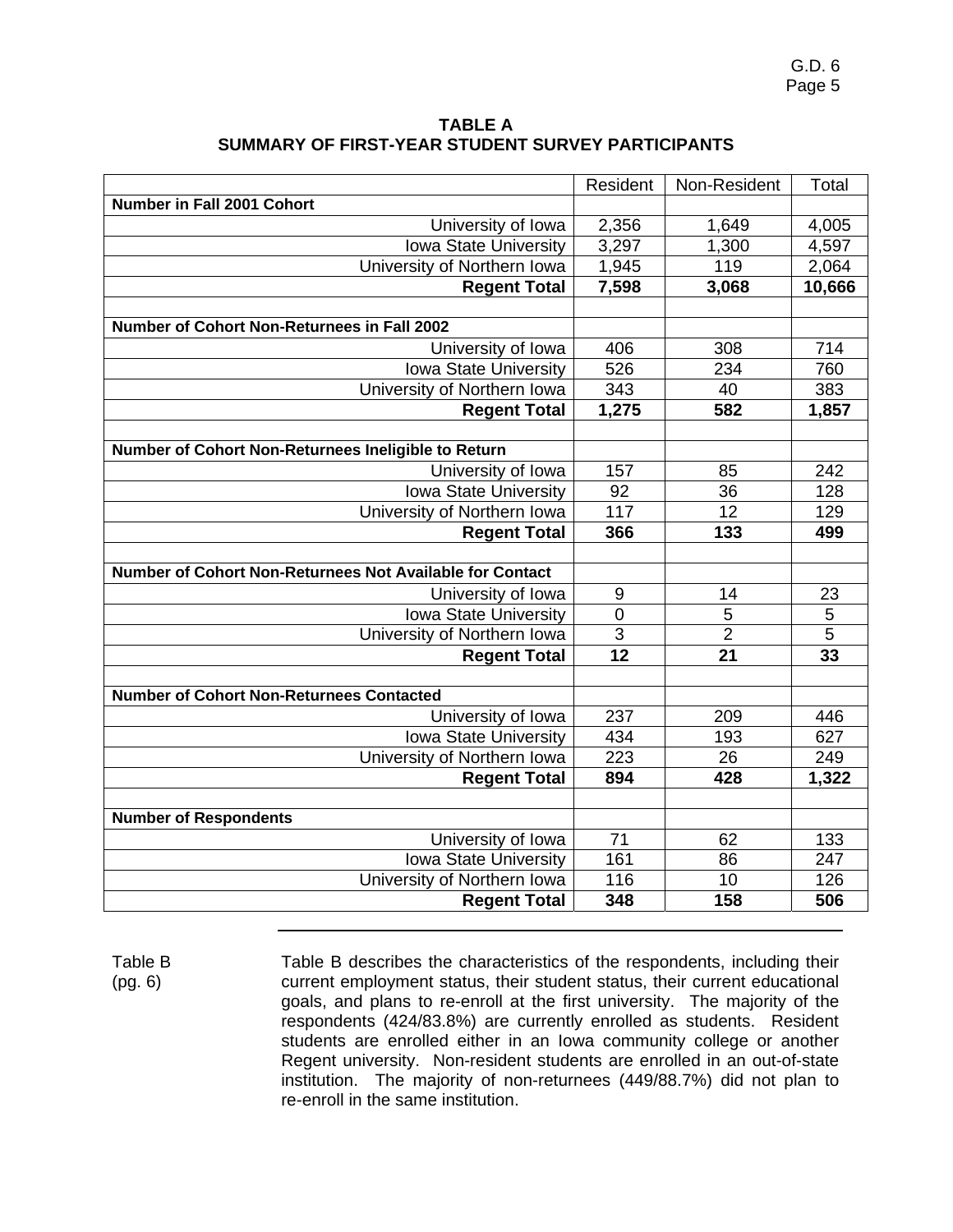## TABLE A
## SUMMARY OF FIRST-YEAR STUDENT SURVEY PARTICIPANTS

| | Resident | Non-Resident | Total |
|---|---|---|---|
| **Number in Fall 2001 Cohort** | | | |
| University of Iowa | 2,356 | 1,649 | 4,005 |
| Iowa State University | 3,297 | 1,300 | 4,597 |
| University of Northern Iowa | 1,945 | 119 | 2,064 |
| **Regent Total** | **7,598** | **3,068** | **10,666** |
| | | | |
| **Number of Cohort Non-Returnees in Fall 2002** | | | |
| University of Iowa | 406 | 308 | 714 |
| Iowa State University | 526 | 234 | 760 |
| University of Northern Iowa | 343 | 40 | 383 |
| **Regent Total** | **1,275** | **582** | **1,857** |
| | | | |
| **Number of Cohort Non-Returnees Ineligible to Return** | | | |
| University of Iowa | 157 | 85 | 242 |
| Iowa State University | 92 | 36 | 128 |
| University of Northern Iowa | 117 | 12 | 129 |
| **Regent Total** | **366** | **133** | **499** |
| | | | |
| **Number of Cohort Non-Returnees Not Available for Contact** | | | |
| University of Iowa | 9 | 14 | 23 |
| Iowa State University | 0 | 5 | 5 |
| University of Northern Iowa | 3 | 2 | 5 |
| **Regent Total** | **12** | **21** | **33** |
| | | | |
| **Number of Cohort Non-Returnees Contacted** | | | |
| University of Iowa | 237 | 209 | 446 |
| Iowa State University | 434 | 193 | 627 |
| University of Northern Iowa | 223 | 26 | 249 |
| **Regent Total** | **894** | **428** | **1,322** |
| | | | |
| **Number of Respondents** | | | |
| University of Iowa | 71 | 62 | 133 |
| Iowa State University | 161 | 86 | 247 |
| University of Northern Iowa | 116 | 10 | 126 |
| **Regent Total** | **348** | **158** | **506** |

---

Table B (pg. 6)

Table B describes the characteristics of the respondents, including their current employment status, their student status, their current educational goals, and plans to re-enroll at the first university. The majority of the respondents (424/83.8%) are currently enrolled as students. Resident students are enrolled either in an Iowa community college or another Regent university. Non-resident students are enrolled in an out-of-state institution. The majority of non-returnees (449/88.7%) did not plan to re-enroll in the same institution.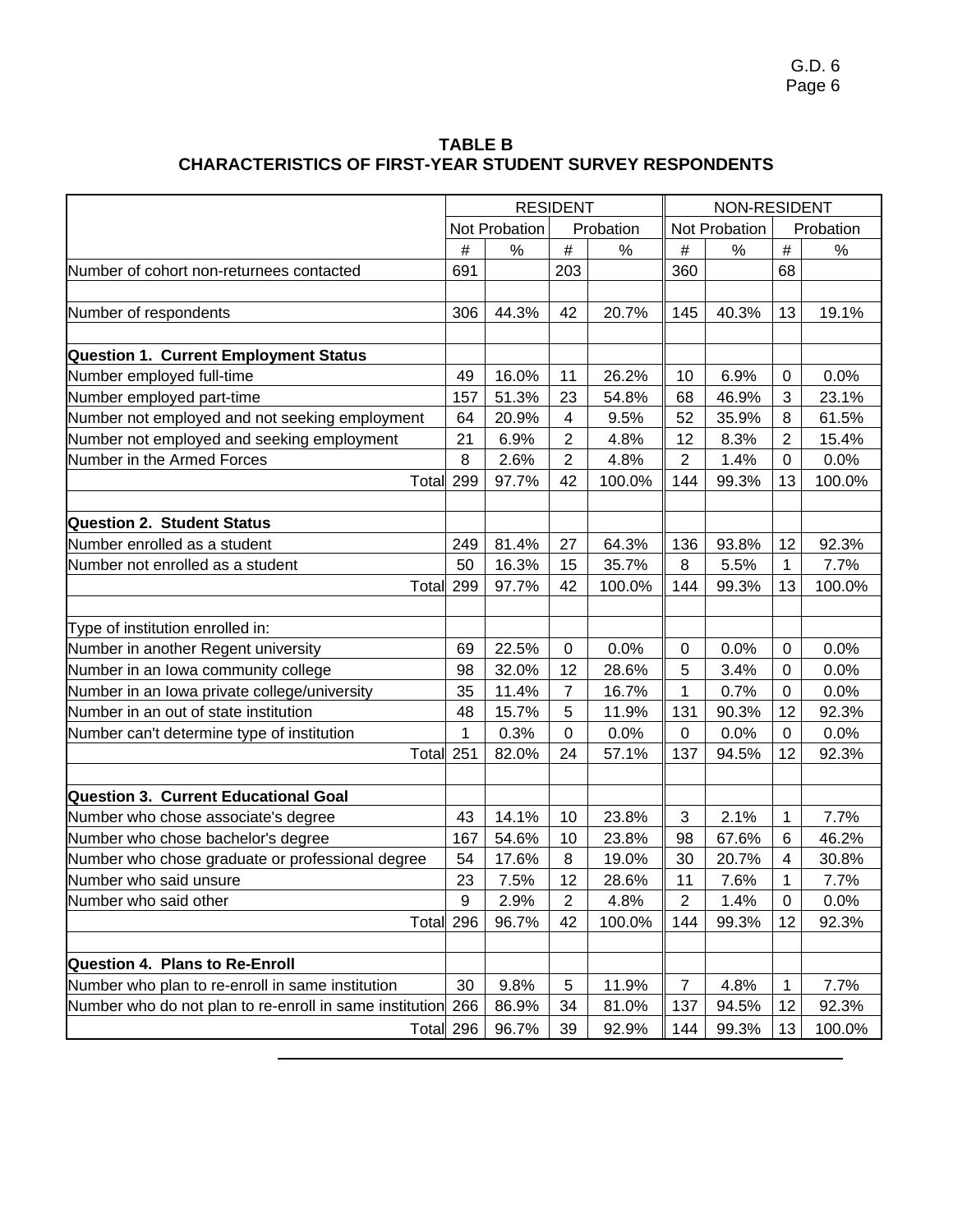**TABLE B**
**CHARACTERISTICS OF FIRST-YEAR STUDENT SURVEY RESPONDENTS**

| | RESIDENT | | | | NON-RESIDENT | | | |
|---|---|---|---|---|---|---|---|---|
| | Not Probation | | Probation | | Not Probation | | Probation | |
| | # | % | # | % | # | % | # | % |
| Number of cohort non-returnees contacted | 691 | | 203 | | 360 | | 68 | |
| | | | | | | | | |
| Number of respondents | 306 | 44.3% | 42 | 20.7% | 145 | 40.3% | 13 | 19.1% |
| | | | | | | | | |
| **Question 1. Current Employment Status** | | | | | | | | |
| Number employed full-time | 49 | 16.0% | 11 | 26.2% | 10 | 6.9% | 0 | 0.0% |
| Number employed part-time | 157 | 51.3% | 23 | 54.8% | 68 | 46.9% | 3 | 23.1% |
| Number not employed and not seeking employment | 64 | 20.9% | 4 | 9.5% | 52 | 35.9% | 8 | 61.5% |
| Number not employed and seeking employment | 21 | 6.9% | 2 | 4.8% | 12 | 8.3% | 2 | 15.4% |
| Number in the Armed Forces | 8 | 2.6% | 2 | 4.8% | 2 | 1.4% | 0 | 0.0% |
| Total | 299 | 97.7% | 42 | 100.0% | 144 | 99.3% | 13 | 100.0% |
| | | | | | | | | |
| **Question 2. Student Status** | | | | | | | | |
| Number enrolled as a student | 249 | 81.4% | 27 | 64.3% | 136 | 93.8% | 12 | 92.3% |
| Number not enrolled as a student | 50 | 16.3% | 15 | 35.7% | 8 | 5.5% | 1 | 7.7% |
| Total | 299 | 97.7% | 42 | 100.0% | 144 | 99.3% | 13 | 100.0% |
| | | | | | | | | |
| Type of institution enrolled in: | | | | | | | | |
| Number in another Regent university | 69 | 22.5% | 0 | 0.0% | 0 | 0.0% | 0 | 0.0% |
| Number in an Iowa community college | 98 | 32.0% | 12 | 28.6% | 5 | 3.4% | 0 | 0.0% |
| Number in an Iowa private college/university | 35 | 11.4% | 7 | 16.7% | 1 | 0.7% | 0 | 0.0% |
| Number in an out of state institution | 48 | 15.7% | 5 | 11.9% | 131 | 90.3% | 12 | 92.3% |
| Number can't determine type of institution | 1 | 0.3% | 0 | 0.0% | 0 | 0.0% | 0 | 0.0% |
| Total | 251 | 82.0% | 24 | 57.1% | 137 | 94.5% | 12 | 92.3% |
| | | | | | | | | |
| **Question 3. Current Educational Goal** | | | | | | | | |
| Number who chose associate's degree | 43 | 14.1% | 10 | 23.8% | 3 | 2.1% | 1 | 7.7% |
| Number who chose bachelor's degree | 167 | 54.6% | 10 | 23.8% | 98 | 67.6% | 6 | 46.2% |
| Number who chose graduate or professional degree | 54 | 17.6% | 8 | 19.0% | 30 | 20.7% | 4 | 30.8% |
| Number who said unsure | 23 | 7.5% | 12 | 28.6% | 11 | 7.6% | 1 | 7.7% |
| Number who said other | 9 | 2.9% | 2 | 4.8% | 2 | 1.4% | 0 | 0.0% |
| Total | 296 | 96.7% | 42 | 100.0% | 144 | 99.3% | 12 | 92.3% |
| | | | | | | | | |
| **Question 4. Plans to Re-Enroll** | | | | | | | | |
| Number who plan to re-enroll in same institution | 30 | 9.8% | 5 | 11.9% | 7 | 4.8% | 1 | 7.7% |
| Number who do not plan to re-enroll in same institution | 266 | 86.9% | 34 | 81.0% | 137 | 94.5% | 12 | 92.3% |
| Total | 296 | 96.7% | 39 | 92.9% | 144 | 99.3% | 13 | 100.0% |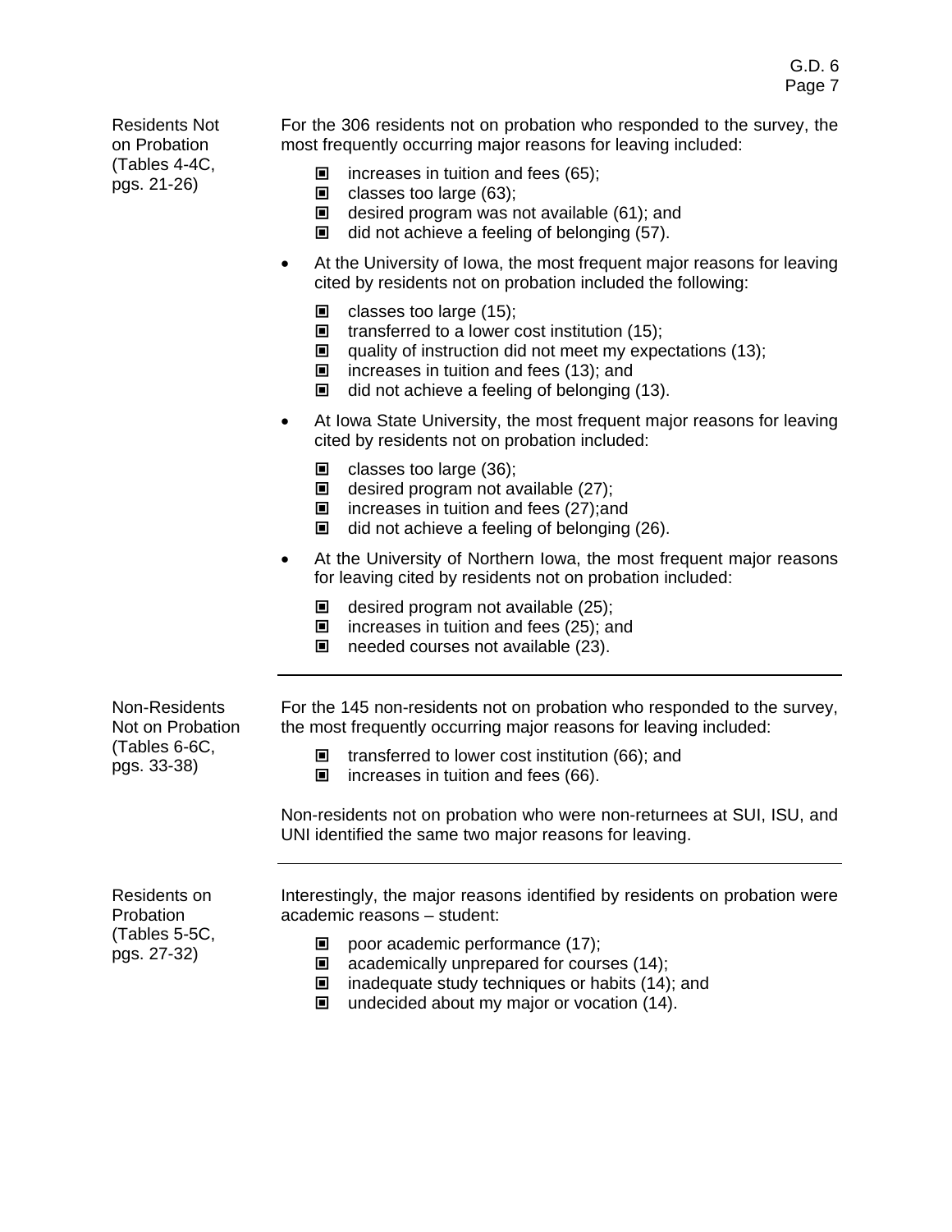**Residents Not on Probation (Tables 4-4C, pgs. 21-26)**

For the 306 residents not on probation who responded to the survey, the most frequently occurring major reasons for leaving included:

- increases in tuition and fees (65);
- classes too large (63);
- desired program was not available (61); and
- did not achieve a feeling of belonging (57).

- At the University of Iowa, the most frequent major reasons for leaving cited by residents not on probation included the following:
  - classes too large (15);
  - transferred to a lower cost institution (15);
  - quality of instruction did not meet my expectations (13);
  - increases in tuition and fees (13); and
  - did not achieve a feeling of belonging (13).

- At Iowa State University, the most frequent major reasons for leaving cited by residents not on probation included:
  - classes too large (36);
  - desired program not available (27);
  - increases in tuition and fees (27);and
  - did not achieve a feeling of belonging (26).

- At the University of Northern Iowa, the most frequent major reasons for leaving cited by residents not on probation included:
  - desired program not available (25);
  - increases in tuition and fees (25); and
  - needed courses not available (23).

---

**Non-Residents Not on Probation (Tables 6-6C, pgs. 33-38)**

For the 145 non-residents not on probation who responded to the survey, the most frequently occurring major reasons for leaving included:

- transferred to lower cost institution (66); and
- increases in tuition and fees (66).

Non-residents not on probation who were non-returnees at SUI, ISU, and UNI identified the same two major reasons for leaving.

---

**Residents on Probation (Tables 5-5C, pgs. 27-32)**

Interestingly, the major reasons identified by residents on probation were academic reasons – student:

- poor academic performance (17);
- academically unprepared for courses (14);
- inadequate study techniques or habits (14); and
- undecided about my major or vocation (14).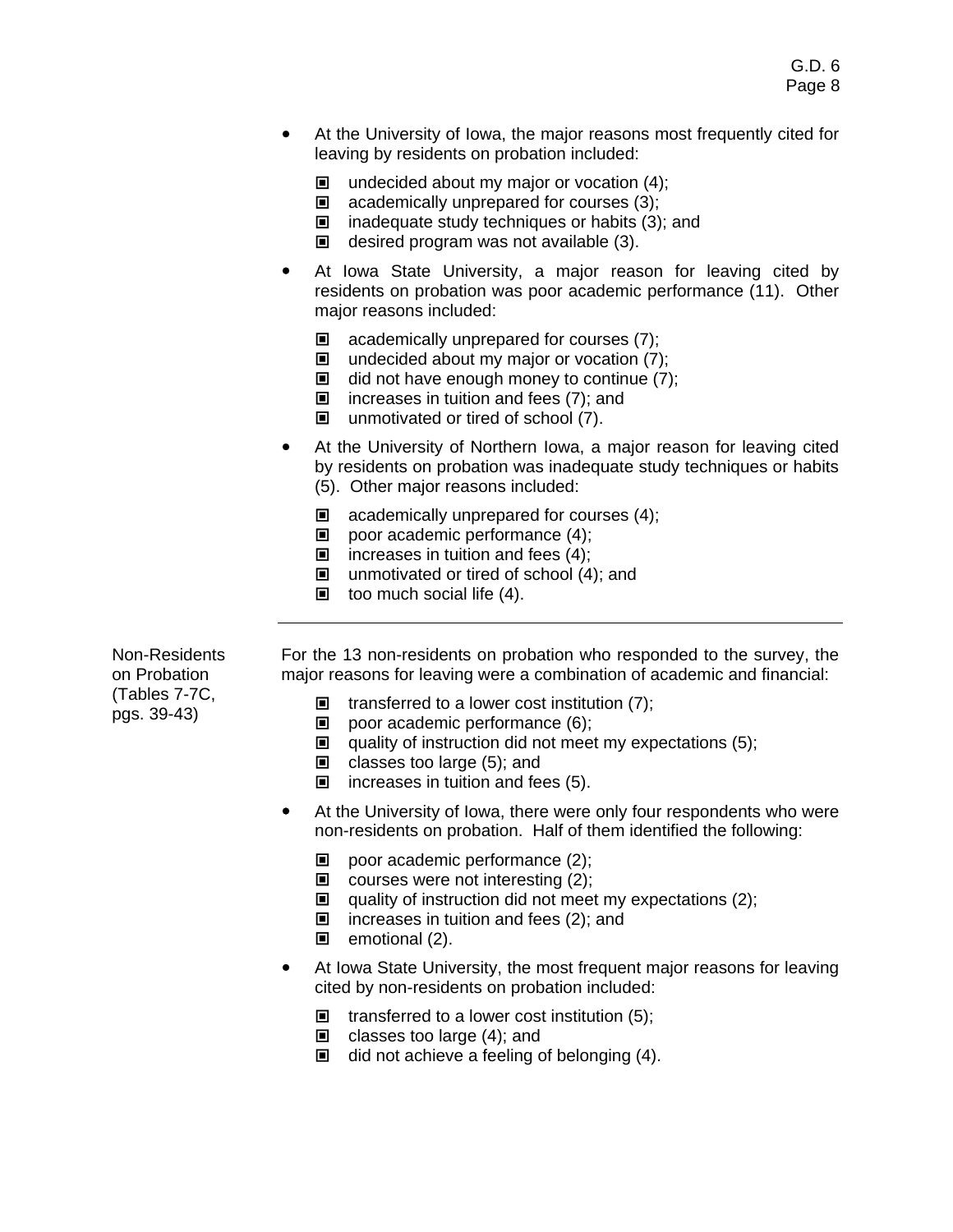- At the University of Iowa, the major reasons most frequently cited for leaving by residents on probation included:
  - undecided about my major or vocation (4);
  - academically unprepared for courses (3);
  - inadequate study techniques or habits (3); and
  - desired program was not available (3).
- At Iowa State University, a major reason for leaving cited by residents on probation was poor academic performance (11). Other major reasons included:
  - academically unprepared for courses (7);
  - undecided about my major or vocation (7);
  - did not have enough money to continue (7);
  - increases in tuition and fees (7); and
  - unmotivated or tired of school (7).
- At the University of Northern Iowa, a major reason for leaving cited by residents on probation was inadequate study techniques or habits (5). Other major reasons included:
  - academically unprepared for courses (4);
  - poor academic performance (4);
  - increases in tuition and fees (4);
  - unmotivated or tired of school (4); and
  - too much social life (4).

---

**Non-Residents on Probation (Tables 7-7C, pgs. 39-43)**

For the 13 non-residents on probation who responded to the survey, the major reasons for leaving were a combination of academic and financial:

- transferred to a lower cost institution (7);
- poor academic performance (6);
- quality of instruction did not meet my expectations (5);
- classes too large (5); and
- increases in tuition and fees (5).

- At the University of Iowa, there were only four respondents who were non-residents on probation. Half of them identified the following:
  - poor academic performance (2);
  - courses were not interesting (2);
  - quality of instruction did not meet my expectations (2);
  - increases in tuition and fees (2); and
  - emotional (2).
- At Iowa State University, the most frequent major reasons for leaving cited by non-residents on probation included:
  - transferred to a lower cost institution (5);
  - classes too large (4); and
  - did not achieve a feeling of belonging (4).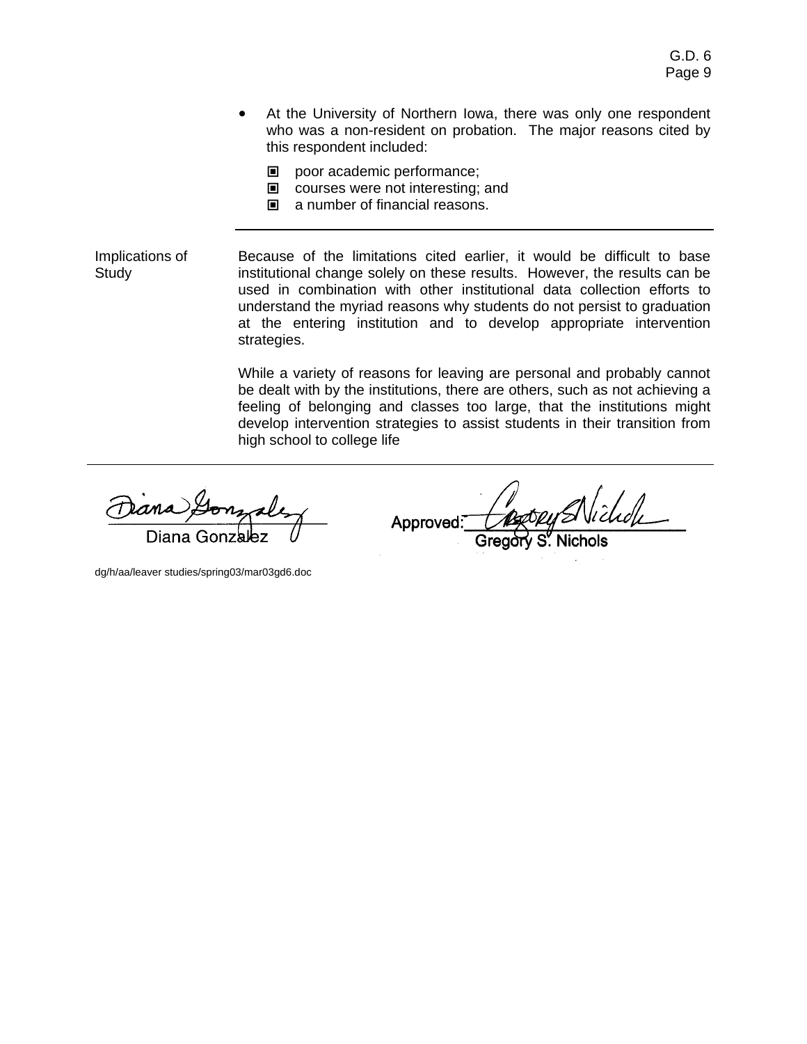- At the University of Northern Iowa, there was only one respondent who was a non-resident on probation. The major reasons cited by this respondent included:
  - poor academic performance;
  - courses were not interesting; and
  - a number of financial reasons.

---

**Implications of Study**

Because of the limitations cited earlier, it would be difficult to base institutional change solely on these results. However, the results can be used in combination with other institutional data collection efforts to understand the myriad reasons why students do not persist to graduation at the entering institution and to develop appropriate intervention strategies.

While a variety of reasons for leaving are personal and probably cannot be dealt with by the institutions, there are others, such as not achieving a feeling of belonging and classes too large, that the institutions might develop intervention strategies to assist students in their transition from high school to college life

---

Diana Gonzalez

Approved: Gregory S. Nichols

dg/h/aa/leaver studies/spring03/mar03gd6.doc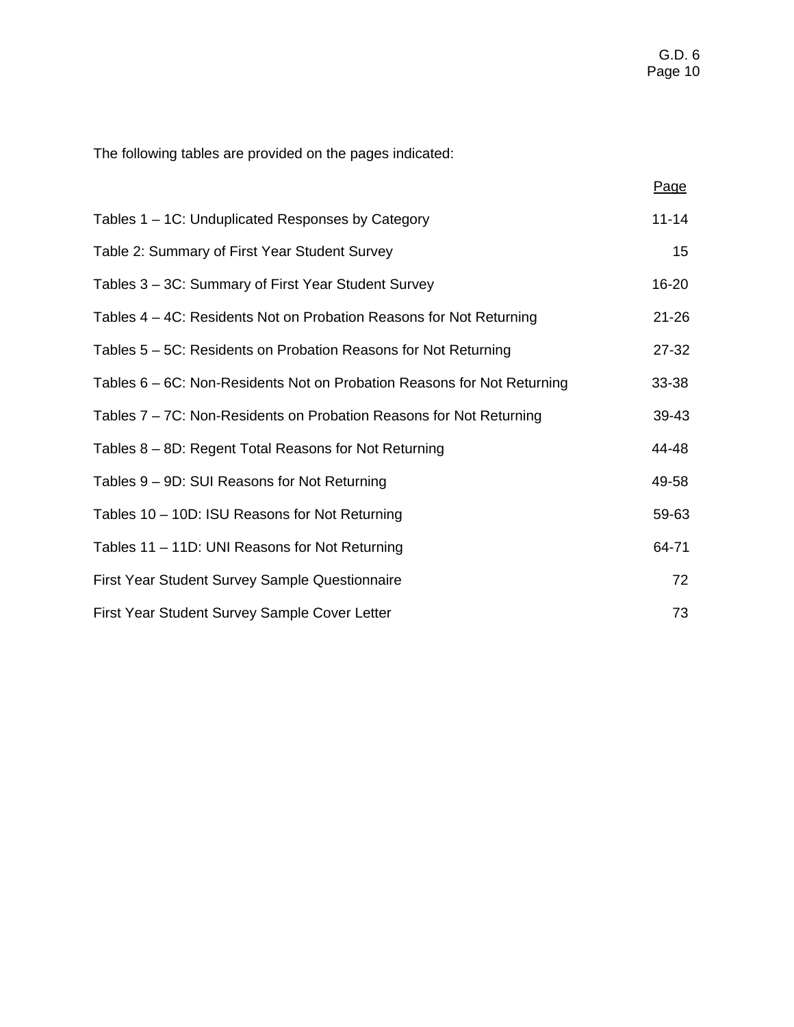The following tables are provided on the pages indicated:

| | Page |
|---|---|
| Tables 1 – 1C: Unduplicated Responses by Category | 11-14 |
| Table 2: Summary of First Year Student Survey | 15 |
| Tables 3 – 3C: Summary of First Year Student Survey | 16-20 |
| Tables 4 – 4C: Residents Not on Probation Reasons for Not Returning | 21-26 |
| Tables 5 – 5C: Residents on Probation Reasons for Not Returning | 27-32 |
| Tables 6 – 6C: Non-Residents Not on Probation Reasons for Not Returning | 33-38 |
| Tables 7 – 7C: Non-Residents on Probation Reasons for Not Returning | 39-43 |
| Tables 8 – 8D: Regent Total Reasons for Not Returning | 44-48 |
| Tables 9 – 9D: SUI Reasons for Not Returning | 49-58 |
| Tables 10 – 10D: ISU Reasons for Not Returning | 59-63 |
| Tables 11 – 11D: UNI Reasons for Not Returning | 64-71 |
| First Year Student Survey Sample Questionnaire | 72 |
| First Year Student Survey Sample Cover Letter | 73 |